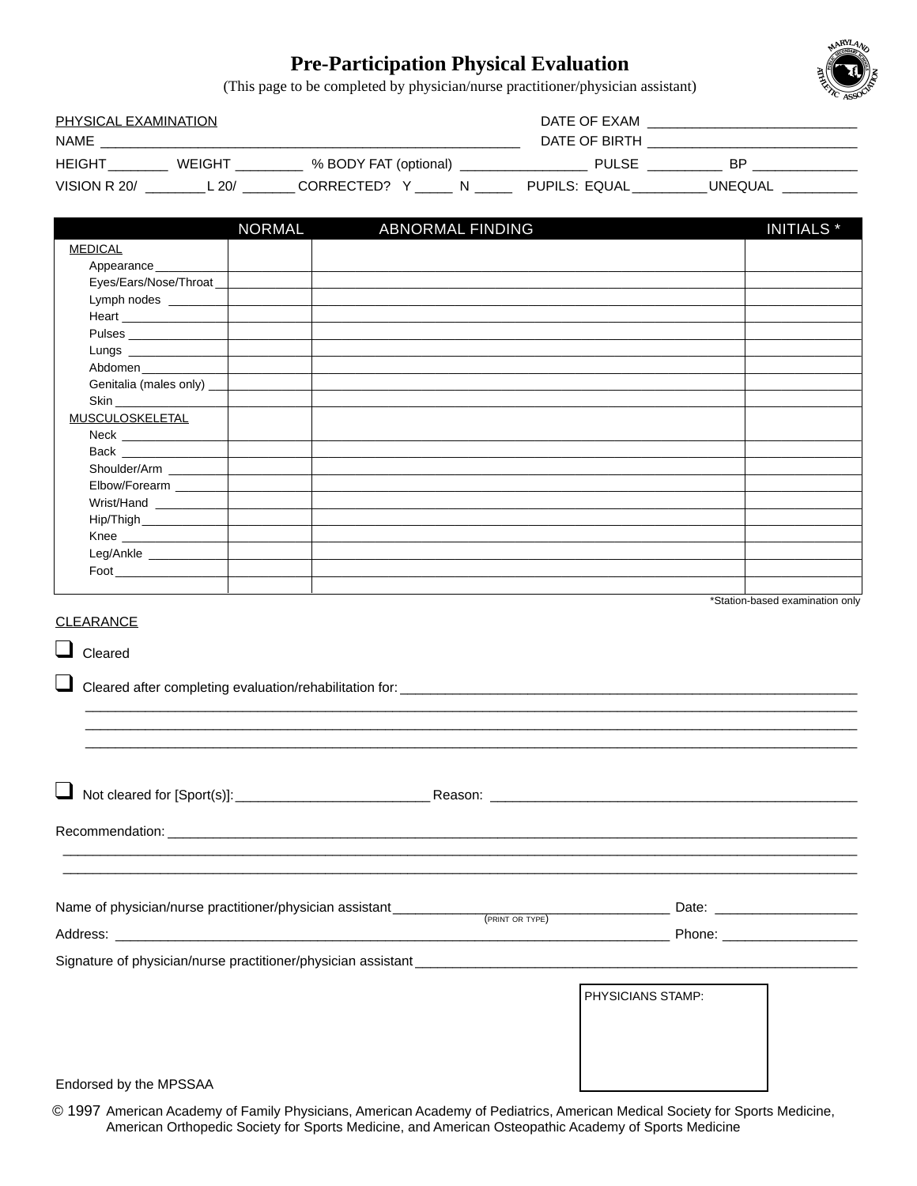# Pre-Participation Physical Evaluation

(This page to be completed by physician/nurse practitioner/physician assistant)

PHYSICAL EXAMINATION DATE OF EXAM ___________________________

NAME ________________________________________________________ DATE OF BIRTH ___________________________

HEIGHT ________ WEIGHT _________ % BODY FAT (optional) _________________ PULSE __________ BP ______________

VISION R 20/ ________ L 20/ _______ CORRECTED? Y _____ N _____ PUPILS: EQUAL __________ UNEQUAL __________

| | NORMAL | ABNORMAL FINDING | INITIALS * |
|---|---|---|---|
| MEDICAL | | | |
| Appearance | | | |
| Eyes/Ears/Nose/Throat | | | |
| Lymph nodes | | | |
| Heart | | | |
| Pulses | | | |
| Lungs | | | |
| Abdomen | | | |
| Genitalia (males only) | | | |
| Skin | | | |
| MUSCULOSKELETAL | | | |
| Neck | | | |
| Back | | | |
| Shoulder/Arm | | | |
| Elbow/Forearm | | | |
| Wrist/Hand | | | |
| Hip/Thigh | | | |
| Knee | | | |
| Leg/Ankle | | | |
| Foot | | | |
| | | | |

*Station-based examination only

CLEARANCE

- ❑ Cleared
- ❑ Cleared after completing evaluation/rehabilitation for: ______________________________________________________________
  ______________________________________________________________________________________________________
  ______________________________________________________________________________________________________
  ______________________________________________________________________________________________________
- ❑ Not cleared for [Sport(s)]: __________________________ Reason: __________________________________________________

Recommendation: ______________________________________________________________________________________________
______________________________________________________________________________________________________
______________________________________________________________________________________________________

Name of physician/nurse practitioner/physician assistant ____________________________________ Date: __________________
(PRINT OR TYPE)

Address: __________________________________________________________________________ Phone: _________________

Signature of physician/nurse practitioner/physician assistant ______________________________________________________________

PHYSICIANS STAMP:

Endorsed by the MPSSAA

© 1997 American Academy of Family Physicians, American Academy of Pediatrics, American Medical Society for Sports Medicine, American Orthopedic Society for Sports Medicine, and American Osteopathic Academy of Sports Medicine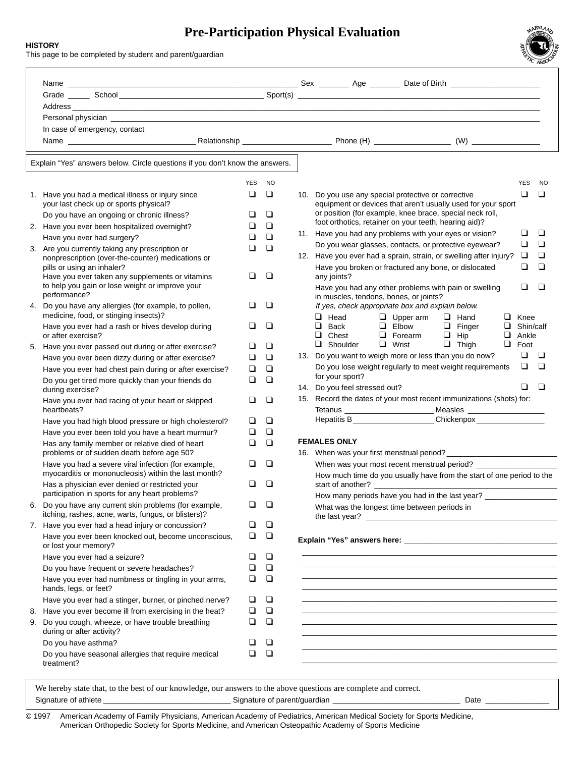# Pre-Participation Physical Evaluation

**HISTORY**

This page to be completed by student and parent/guardian

Name ______________________ Sex _______ Age _______ Date of Birth ______________________

Grade _____ School ______________________ Sport(s) ______________________

Address ______________________

Personal physician ______________________

In case of emergency, contact

Name ______________________ Relationship ______________________ Phone (H) ______________ (W) ______________

Explain "Yes" answers below. Circle questions if you don't know the answers.

| | | YES | NO |
|---|---|---|---|
| 1. | Have you had a medical illness or injury since your last check up or sports physical? | ❑ | ❑ |
| | Do you have an ongoing or chronic illness? | ❑ | ❑ |
| 2. | Have you ever been hospitalized overnight? | ❑ | ❑ |
| | Have you ever had surgery? | ❑ | ❑ |
| 3. | Are you currently taking any prescription or nonprescription (over-the-counter) medications or pills or using an inhaler? | ❑ | ❑ |
| | Have you ever taken any supplements or vitamins to help you gain or lose weight or improve your performance? | ❑ | ❑ |
| 4. | Do you have any allergies (for example, to pollen, medicine, food, or stinging insects)? | ❑ | ❑ |
| | Have you ever had a rash or hives develop during or after exercise? | ❑ | ❑ |
| 5. | Have you ever passed out during or after exercise? | ❑ | ❑ |
| | Have you ever been dizzy during or after exercise? | ❑ | ❑ |
| | Have you ever had chest pain during or after exercise? | ❑ | ❑ |
| | Do you get tired more quickly than your friends do during exercise? | ❑ | ❑ |
| | Have you ever had racing of your heart or skipped heartbeats? | ❑ | ❑ |
| | Have you had high blood pressure or high cholesterol? | ❑ | ❑ |
| | Have you ever been told you have a heart murmur? | ❑ | ❑ |
| | Has any family member or relative died of heart problems or of sudden death before age 50? | ❑ | ❑ |
| | Have you had a severe viral infection (for example, myocarditis or mononucleosis) within the last month? | ❑ | ❑ |
| | Has a physician ever denied or restricted your participation in sports for any heart problems? | ❑ | ❑ |
| 6. | Do you have any current skin problems (for example, itching, rashes, acne, warts, fungus, or blisters)? | ❑ | ❑ |
| 7. | Have you ever had a head injury or concussion? | ❑ | ❑ |
| | Have you ever been knocked out, become unconscious, or lost your memory? | ❑ | ❑ |
| | Have you ever had a seizure? | ❑ | ❑ |
| | Do you have frequent or severe headaches? | ❑ | ❑ |
| | Have you ever had numbness or tingling in your arms, hands, legs, or feet? | ❑ | ❑ |
| | Have you ever had a stinger, burner, or pinched nerve? | ❑ | ❑ |
| 8. | Have you ever become ill from exercising in the heat? | ❑ | ❑ |
| 9. | Do you cough, wheeze, or have trouble breathing during or after activity? | ❑ | ❑ |
| | Do you have asthma? | ❑ | ❑ |
| | Do you have seasonal allergies that require medical treatment? | ❑ | ❑ |
| 10. | Do you use any special protective or corrective equipment or devices that aren't usually used for your sport or position (for example, knee brace, special neck roll, foot orthotics, retainer on your teeth, hearing aid)? | ❑ | ❑ |
| 11. | Have you had any problems with your eyes or vision? | ❑ | ❑ |
| | Do you wear glasses, contacts, or protective eyewear? | ❑ | ❑ |
| 12. | Have you ever had a sprain, strain, or swelling after injury? | ❑ | ❑ |
| | Have you broken or fractured any bone, or dislocated any joints? | ❑ | ❑ |
| | Have you had any other problems with pain or swelling in muscles, tendons, bones, or joints? | ❑ | ❑ |

*If yes, check appropriate box and explain below.*

| | | | |
|---|---|---|---|
| ❑ Head | ❑ Upper arm | ❑ Hand | ❑ Knee |
| ❑ Back | ❑ Elbow | ❑ Finger | ❑ Shin/calf |
| ❑ Chest | ❑ Forearm | ❑ Hip | ❑ Ankle |
| ❑ Shoulder | ❑ Wrist | ❑ Thigh | ❑ Foot |

| | | YES | NO |
|---|---|---|---|
| 13. | Do you want to weigh more or less than you do now? | ❑ | ❑ |
| | Do you lose weight regularly to meet weight requirements for your sport? | ❑ | ❑ |
| 14. | Do you feel stressed out? | ❑ | ❑ |

15. Record the dates of your most recent immunizations (shots) for:

Tetanus ______________ Measles ______________

Hepatitis B ______________ Chickenpox ______________

**FEMALES ONLY**

16. When was your first menstrual period? ______________

When was your most recent menstrual period? ______________

How much time do you usually have from the start of one period to the start of another? ______________

How many periods have you had in the last year? ______________

What was the longest time between periods in the last year? ______________

**Explain "Yes" answers here:** ______________________

______________________

______________________

______________________

______________________

______________________

______________________

______________________

______________________

______________________

We hereby state that, to the best of our knowledge, our answers to the above questions are complete and correct.

Signature of athlete ______________________ Signature of parent/guardian ______________________ Date ______________

© 1997 American Academy of Family Physicians, American Academy of Pediatrics, American Medical Society for Sports Medicine, American Orthopedic Society for Sports Medicine, and American Osteopathic Academy of Sports Medicine